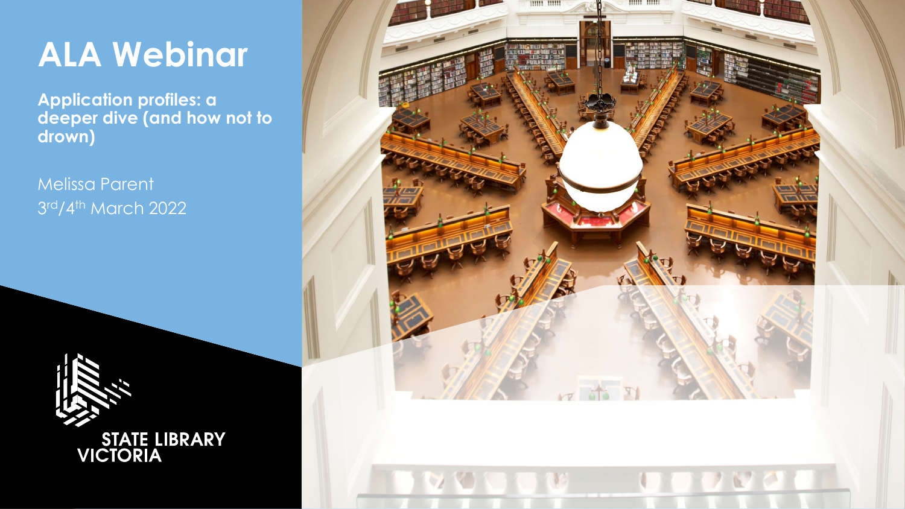# ALA Webinar

**Application profiles: a deeper dive (and how not to drown)**

Melissa Parent

3rd/4th March 2022

STATE LIBRARY VICTORIA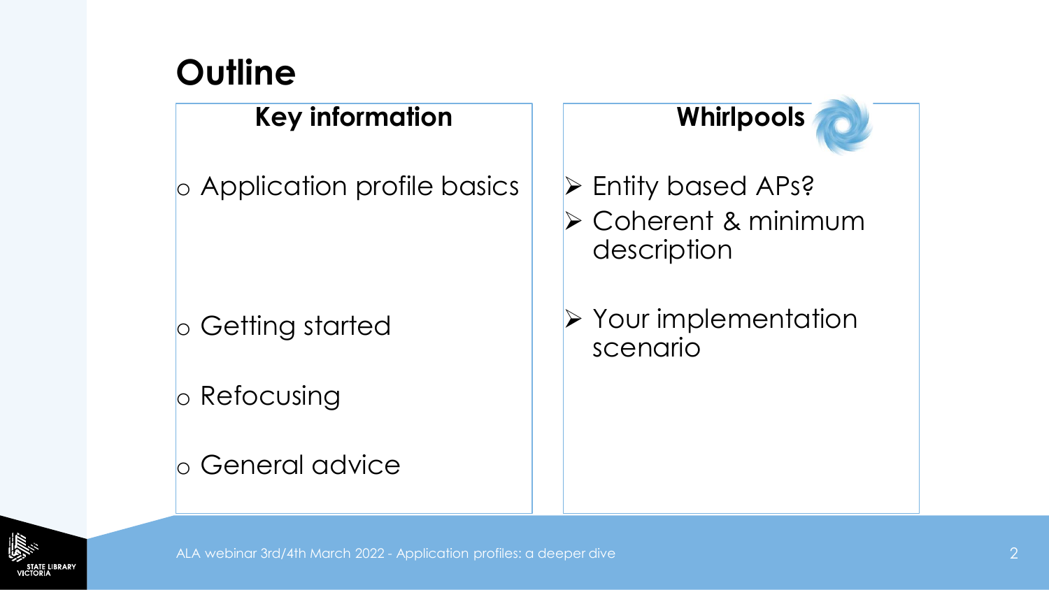# Outline

## Key information

- Application profile basics
- Getting started
- Refocusing
- General advice

## Whirlpools

- Entity based APs?
- Coherent & minimum description
- Your implementation scenario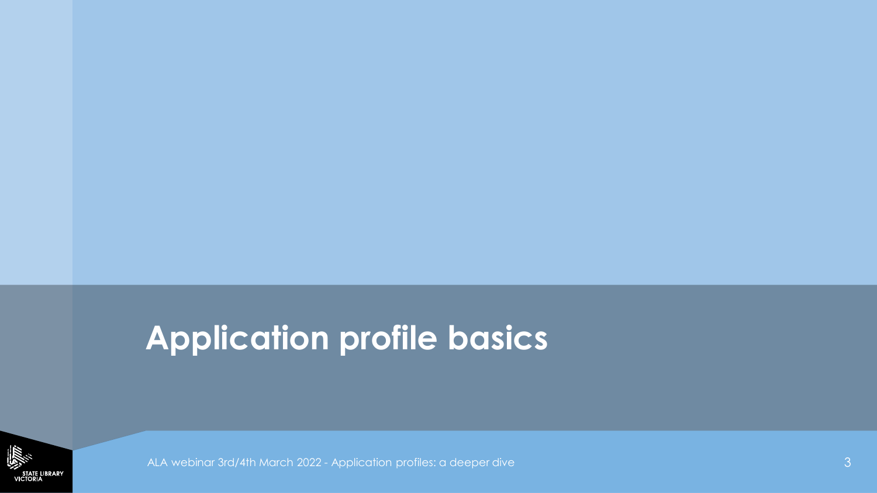# Application profile basics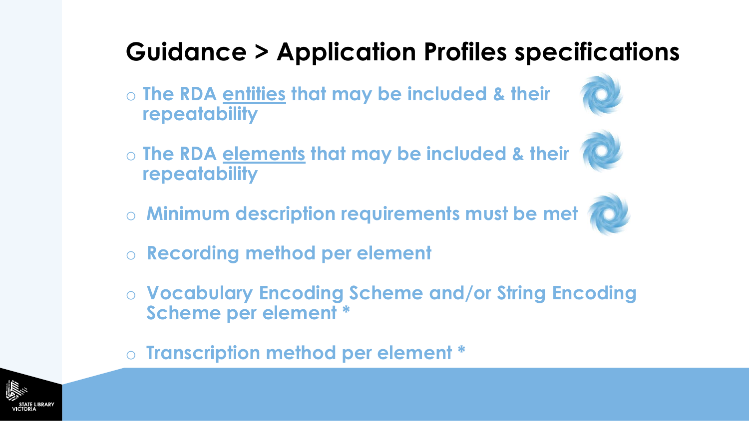# Guidance > Application Profiles specifications

- The RDA <u>entities</u> that may be included & their repeatability
- The RDA <u>elements</u> that may be included & their repeatability
- Minimum description requirements must be met
- Recording method per element
- Vocabulary Encoding Scheme and/or String Encoding Scheme per element *
- Transcription method per element *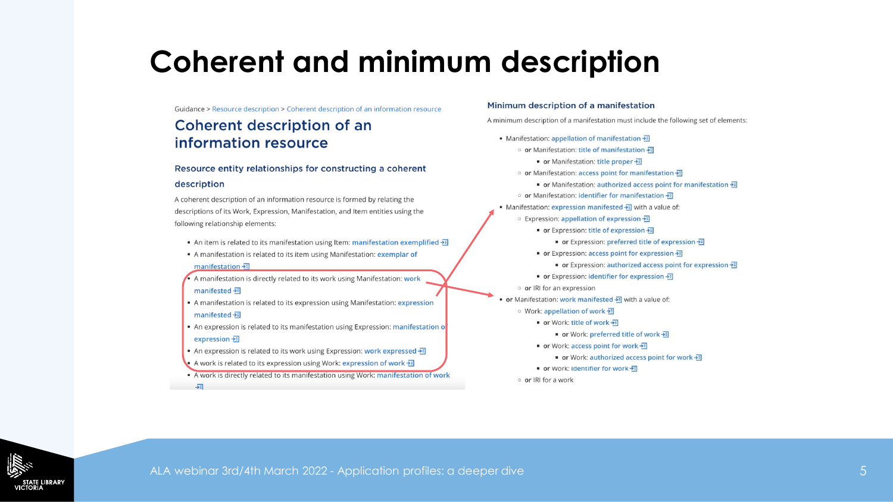# Coherent and minimum description

Guidance > Resource description > Coherent description of an information resource

## Coherent description of an information resource

### Resource entity relationships for constructing a coherent description

A coherent description of an information resource is formed by relating the descriptions of its Work, Expression, Manifestation, and Item entities using the following relationship elements:

- An item is related to its manifestation using Item: manifestation exemplified
- A manifestation is related to its item using Manifestation: exemplar of manifestation
- A manifestation is directly related to its work using Manifestation: work manifested
- A manifestation is related to its expression using Manifestation: expression manifested
- An expression is related to its manifestation using Expression: manifestation of expression
- An expression is related to its work using Expression: work expressed
- A work is related to its expression using Work: expression of work
- A work is directly related to its manifestation using Work: manifestation of work

### Minimum description of a manifestation

A minimum description of a manifestation must include the following set of elements:

- Manifestation: appellation of manifestation
  - or Manifestation: title of manifestation
    - or Manifestation: title proper
  - or Manifestation: access point for manifestation
    - or Manifestation: authorized access point for manifestation
  - or Manifestation: identifier for manifestation
- Manifestation: expression manifested with a value of:
  - Expression: appellation of expression
    - or Expression: title of expression
      - or Expression: preferred title of expression
    - or Expression: access point for expression
      - or Expression: authorized access point for expression
    - or Expression: identifier for expression
  - or IRI for an expression
- or Manifestation: work manifested with a value of:
  - Work: appellation of work
    - or Work: title of work
      - or Work: preferred title of work
    - or Work: access point for work
      - or Work: authorized access point for work
    - or Work: identifier for work
  - or IRI for a work

ALA webinar 3rd/4th March 2022 - Application profiles: a deeper dive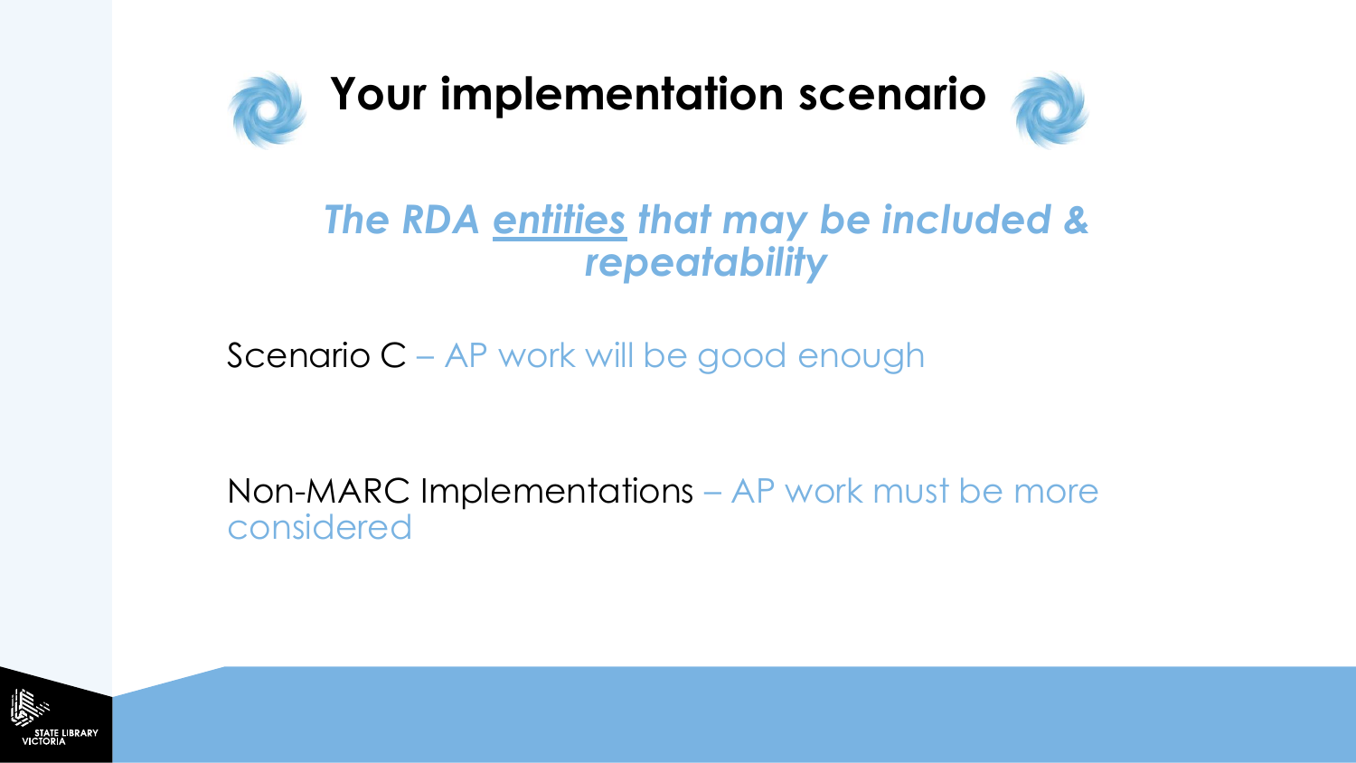# Your implementation scenario

***The RDA <u>entities</u> that may be included & repeatability***

Scenario C – AP work will be good enough

Non-MARC Implementations – AP work must be more considered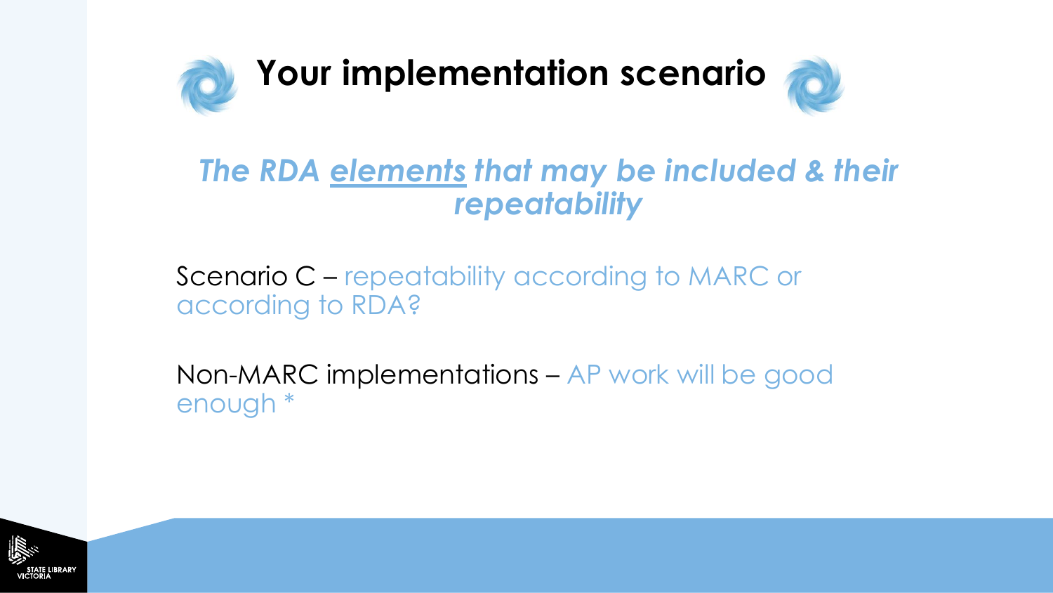# Your implementation scenario

***The RDA <u>elements</u> that may be included & their repeatability***

Scenario C – repeatability according to MARC or according to RDA?

Non-MARC implementations – AP work will be good enough *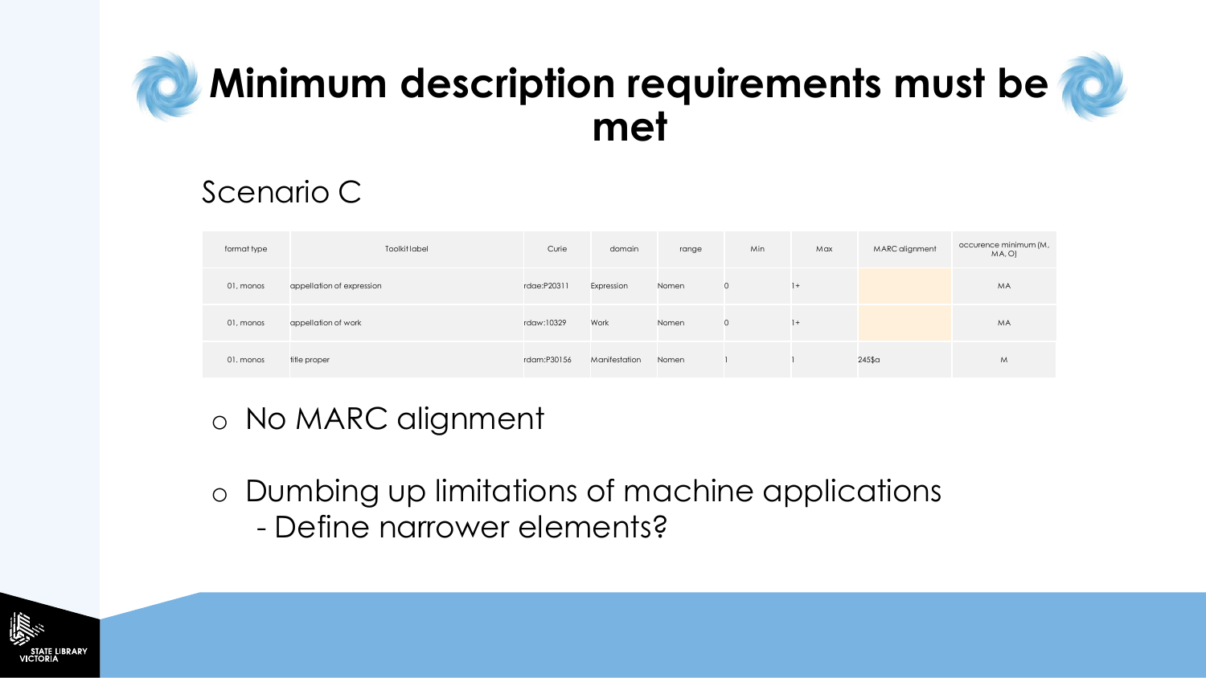# Minimum description requirements must be met

## Scenario C

| format type | Toolkit label | Curie | domain | range | Min | Max | MARC alignment | occurence minimum (M, MA, O) |
|---|---|---|---|---|---|---|---|---|
| 01, monos | appellation of expression | rdae:P20311 | Expression | Nomen | 0 | 1+ | | MA |
| 01, monos | appellation of work | rdaw:10329 | Work | Nomen | 0 | 1+ | | MA |
| 01, monos | title proper | rdam:P30156 | Manifestation | Nomen | 1 | 1 | 245$a | M |

- No MARC alignment
- Dumbing up limitations of machine applications
  - Define narrower elements?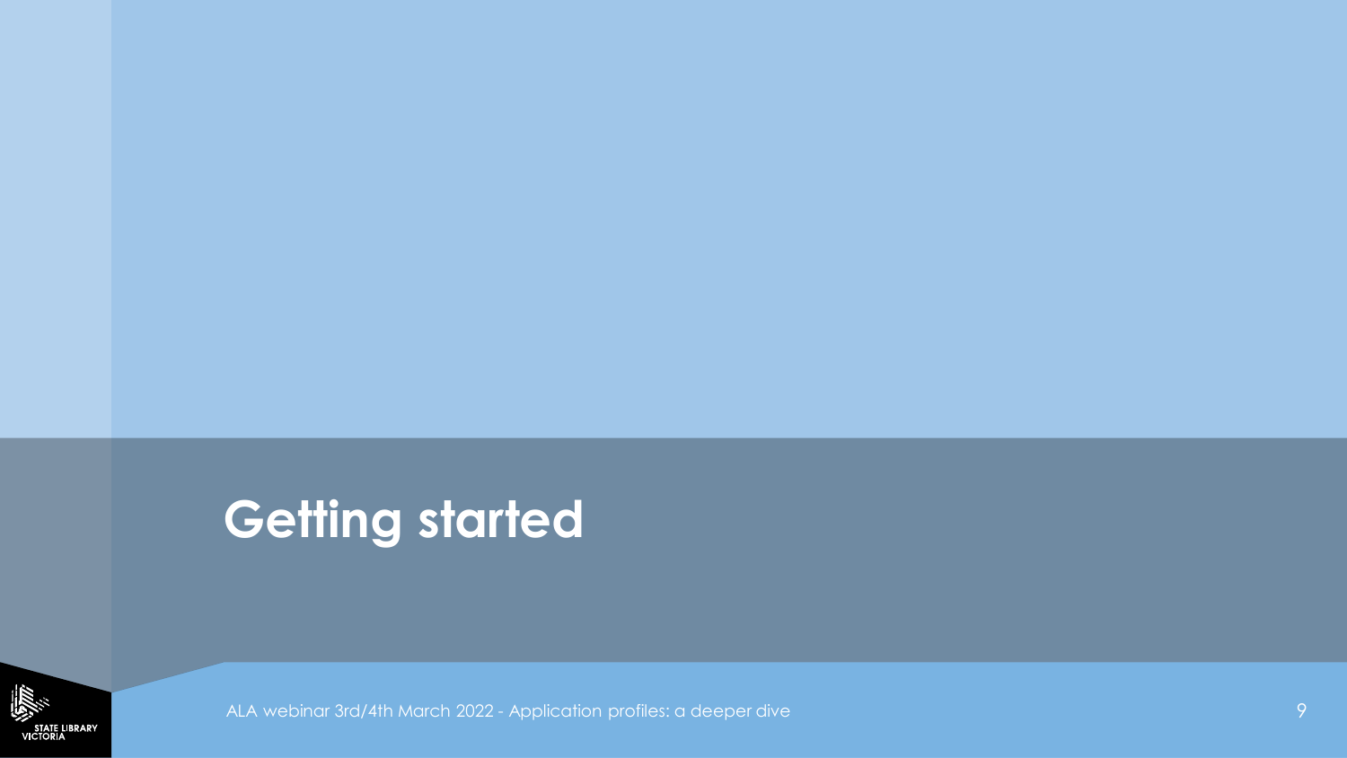# Getting started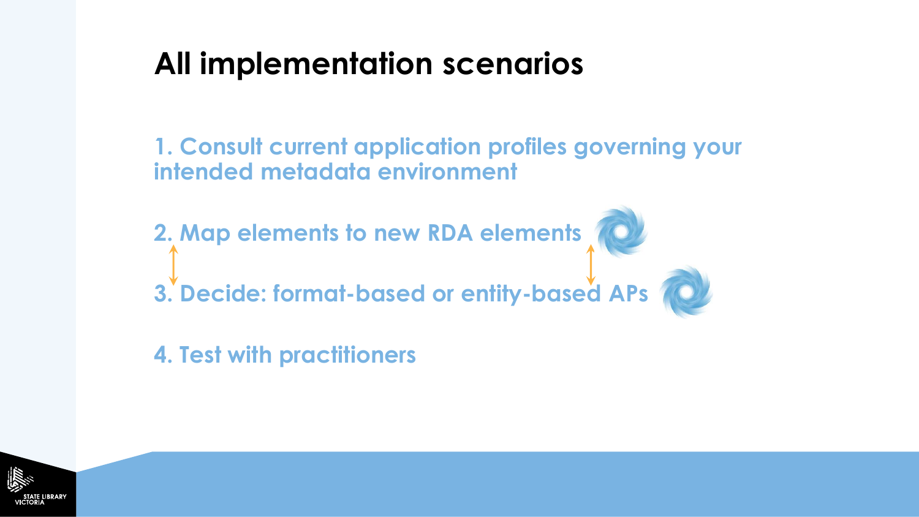# All implementation scenarios

1. Consult current application profiles governing your intended metadata environment

2. Map elements to new RDA elements

3. Decide: format-based or entity-based APs

4. Test with practitioners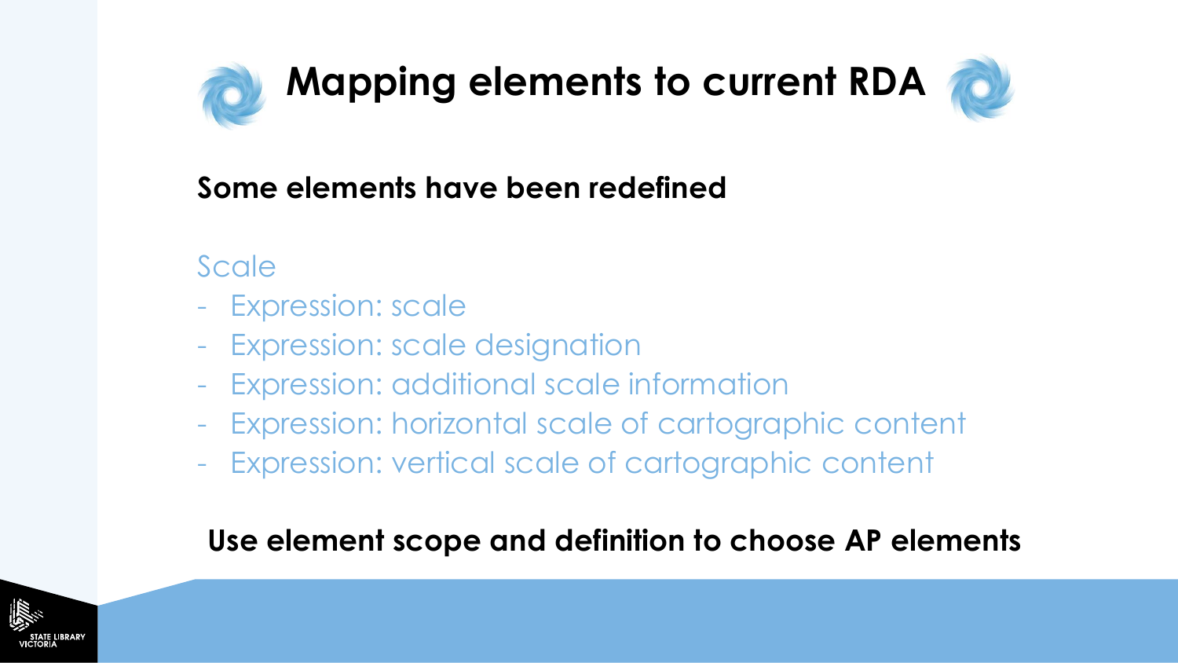# Mapping elements to current RDA

**Some elements have been redefined**

Scale

- Expression: scale
- Expression: scale designation
- Expression: additional scale information
- Expression: horizontal scale of cartographic content
- Expression: vertical scale of cartographic content

**Use element scope and definition to choose AP elements**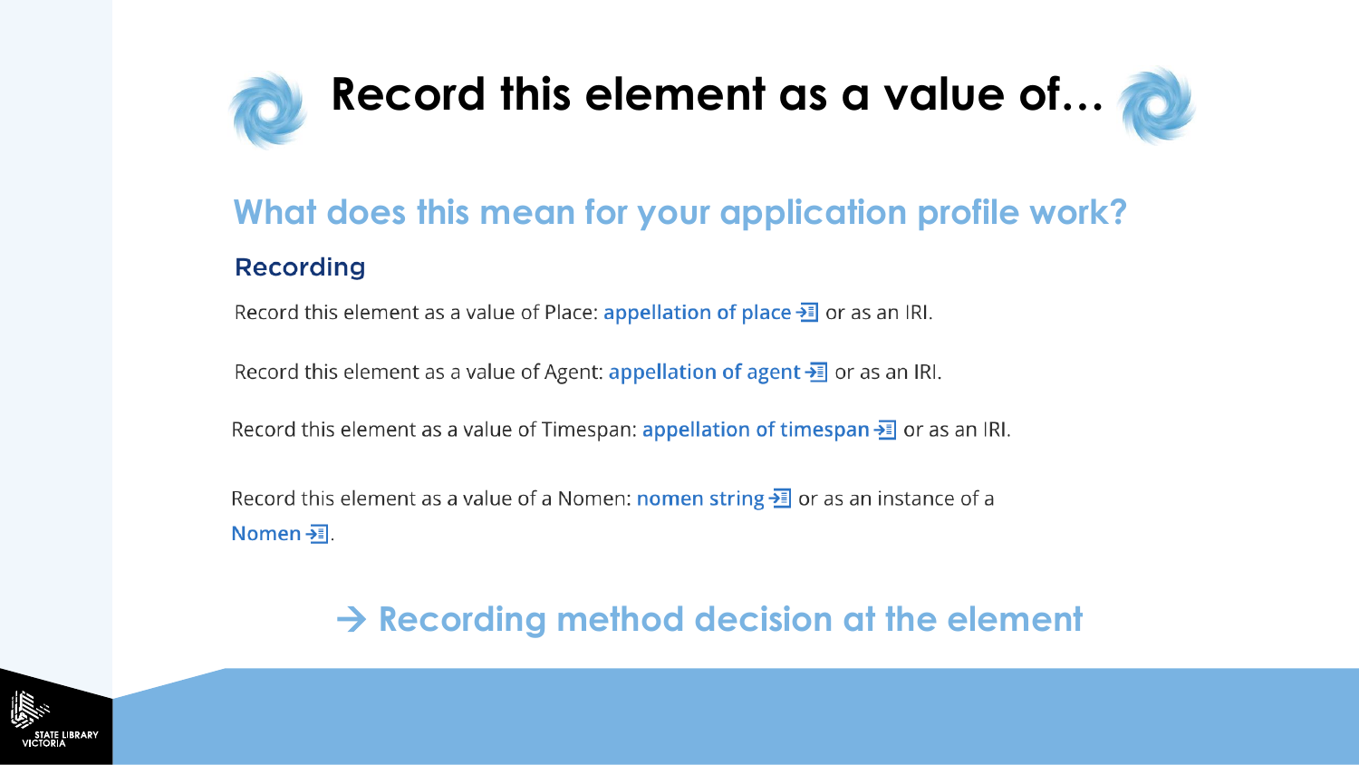# Record this element as a value of…

## What does this mean for your application profile work?

### Recording

Record this element as a value of Place: **appellation of place** or as an IRI.

Record this element as a value of Agent: **appellation of agent** or as an IRI.

Record this element as a value of Timespan: **appellation of timespan** or as an IRI.

Record this element as a value of a Nomen: **nomen string** or as an instance of a **Nomen**.

## → Recording method decision at the element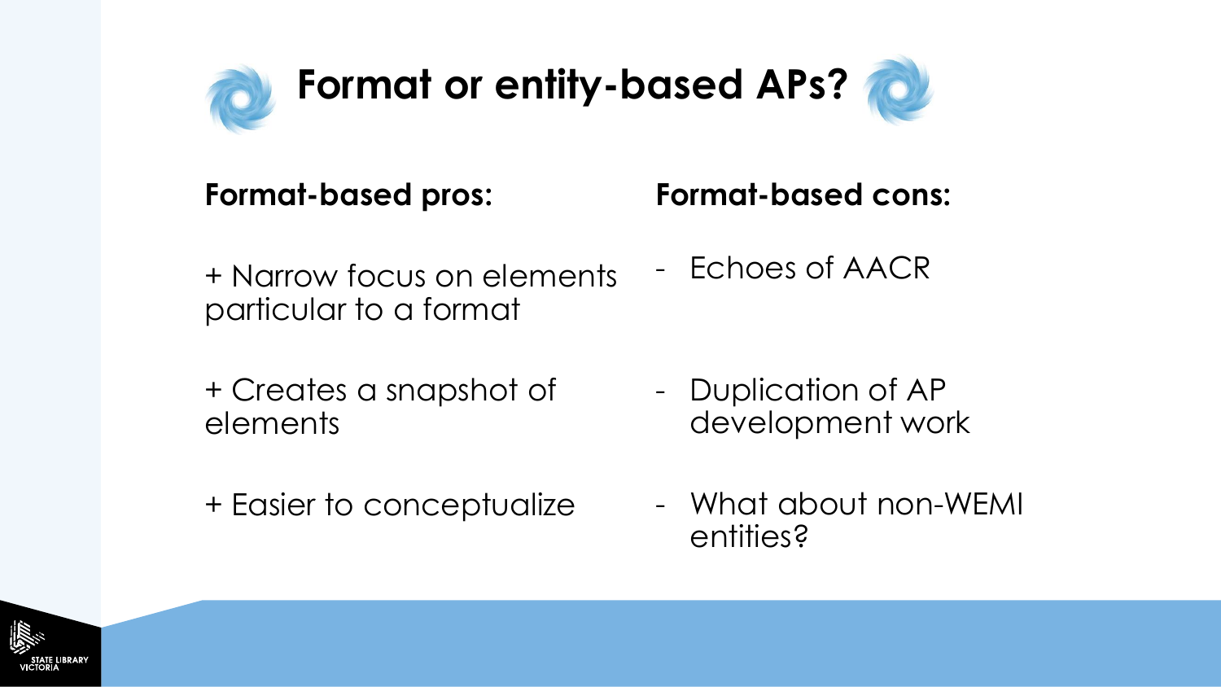# Format or entity-based APs?

**Format-based pros:**

+ Narrow focus on elements particular to a format

+ Creates a snapshot of elements

+ Easier to conceptualize

**Format-based cons:**

- Echoes of AACR

- Duplication of AP development work

- What about non-WEMI entities?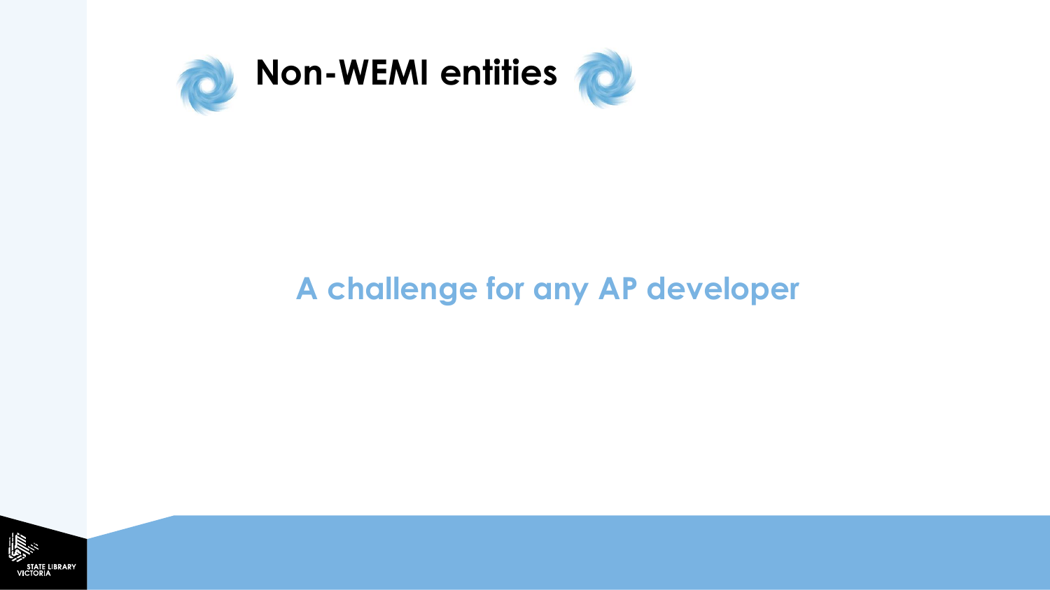# Non-WEMI entities

A challenge for any AP developer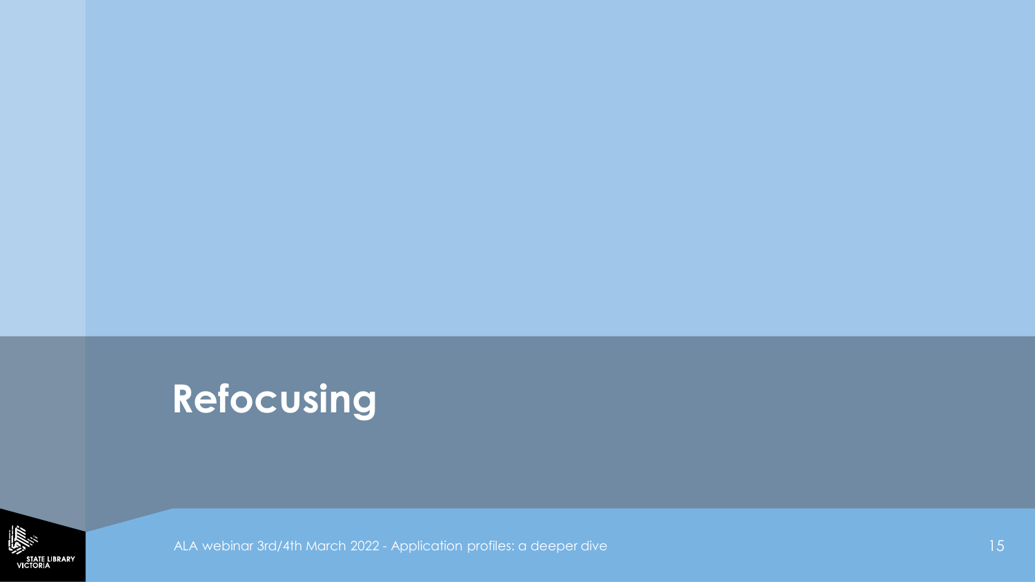# Refocusing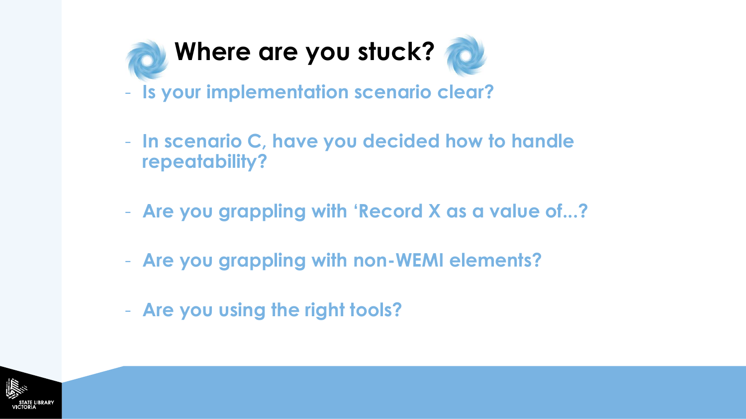# Where are you stuck?

- Is your implementation scenario clear?
- In scenario C, have you decided how to handle repeatability?
- Are you grappling with 'Record X as a value of...?
- Are you grappling with non-WEMI elements?
- Are you using the right tools?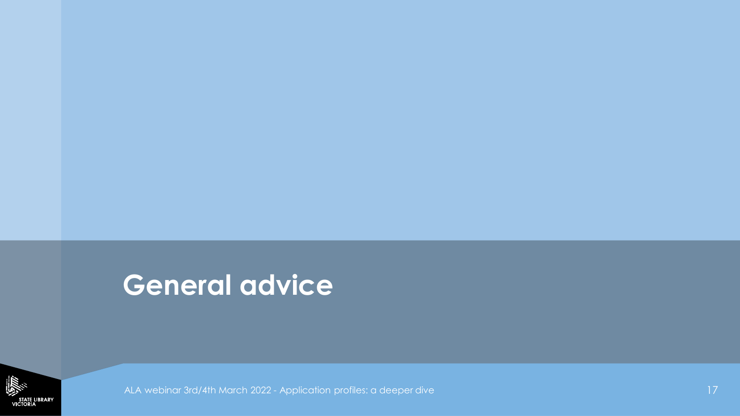# General advice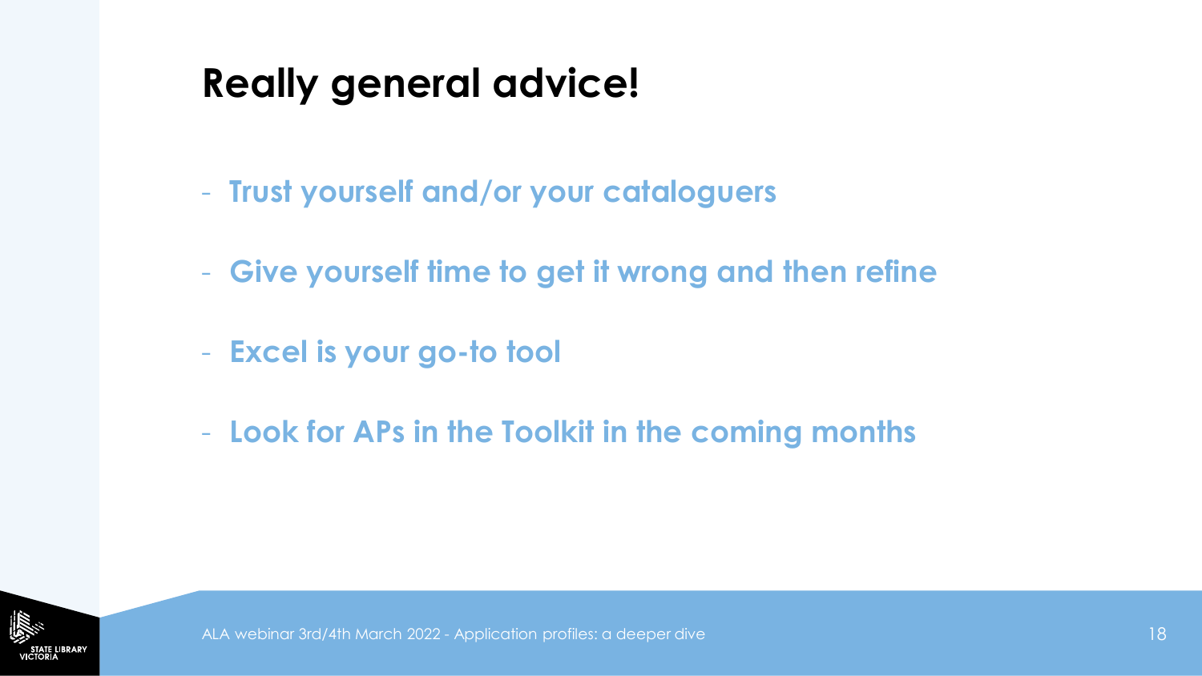# Really general advice!

- Trust yourself and/or your cataloguers
- Give yourself time to get it wrong and then refine
- Excel is your go-to tool
- Look for APs in the Toolkit in the coming months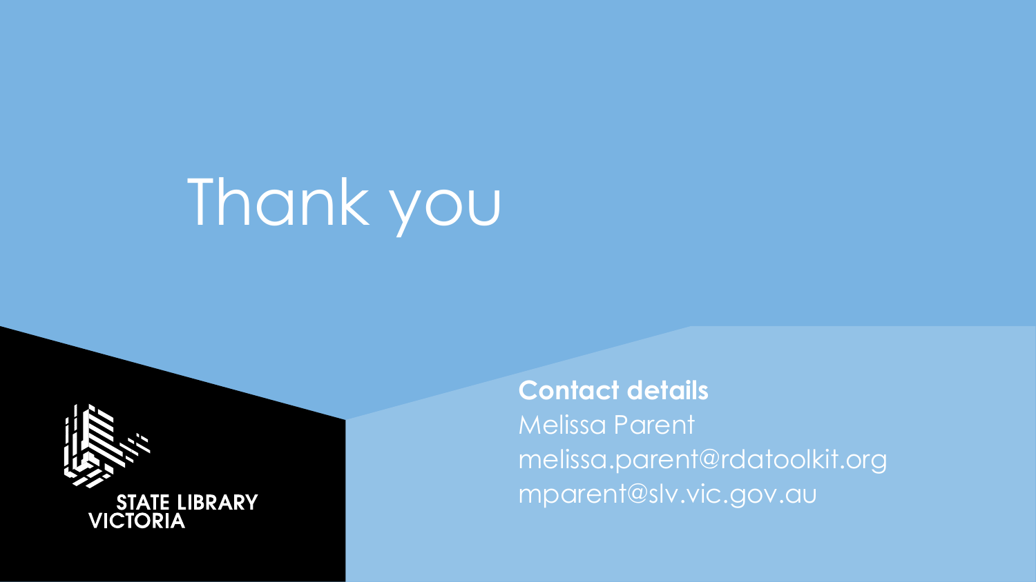# Thank you

**Contact details**

Melissa Parent

melissa.parent@rdatoolkit.org

mparent@slv.vic.gov.au

STATE LIBRARY VICTORIA